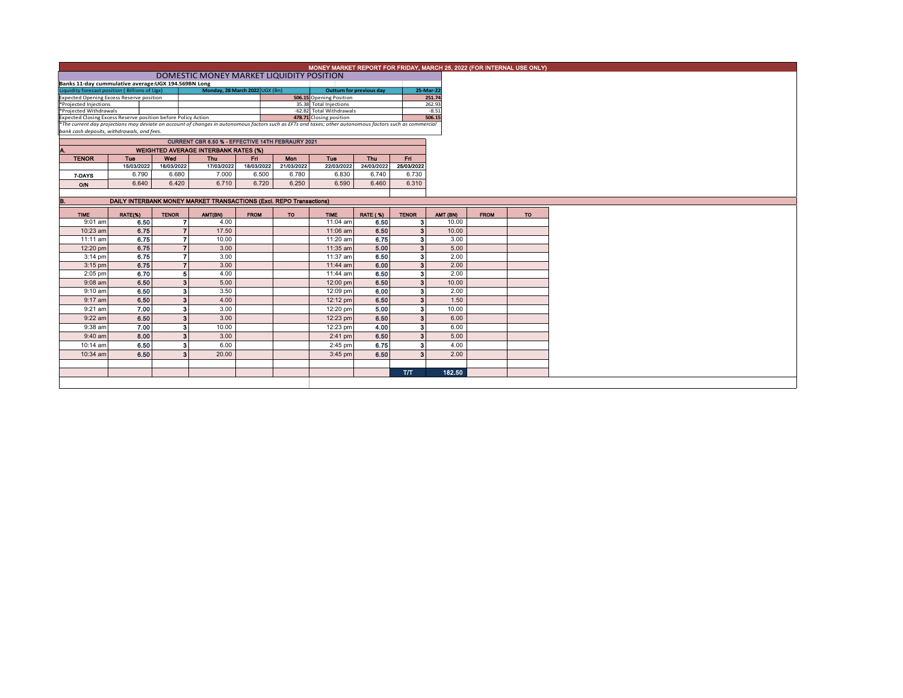# MONEY MARKET REPORT FOR FRIDAY, MARCH 25, 2022 (FOR INTERNAL USE ONLY)

## DOMESTIC MONEY MARKET LIQUIDITY POSITION

**Banks 11-day cummulative average:UGX 194.569BN Long**

| Liquidity forecast position ( Billions of Ugx) | Monday, 28 March 2022 UGX (Bn) | Outturn for previous day | 25-Mar-22 |
|---|---|---|---|
| Expected Opening Excess Reserve position | 506.15 | Opening Position | 251.74 |
| *Projected Injections | 35.38 | Total Injections | 262.93 |
| *Projected Withdrawals | -62.82 | Total Withdrawals | -8.51 |
| Expected Closing Excess Reserve position before Policy Action | 478.71 | Closing position | 506.15 |

*The current day projections may deviate on account of changes in autonomous factors such as EFTs and taxes; other autonomous factors such as commercial bank cash deposits, withdrawals, and fees.

**CURRENT CBR 6.50 % - EFFECTIVE 14TH FEBRAURY 2021**

### A. WEIGHTED AVERAGE INTERBANK RATES (%)

| TENOR | Tue | Wed | Thu | Fri | Mon | Tue | Thu | Fri |
|---|---|---|---|---|---|---|---|---|
| | 15/03/2022 | 16/03/2022 | 17/03/2022 | 18/03/2022 | 21/03/2022 | 22/03/2022 | 24/03/2022 | 25/03/2022 |
| 7-DAYS | 6.790 | 6.680 | 7.000 | 6.500 | 6.780 | 6.830 | 6.740 | 6.730 |
| O/N | 6.640 | 6.420 | 6.710 | 6.720 | 6.250 | 6.590 | 6.460 | 6.310 |

### B. DAILY INTERBANK MONEY MARKET TRANSACTIONS (Excl. REPO Transactions)

| TIME | RATE(%) | TENOR | AMT(BN) | FROM | TO | TIME | RATE ( %) | TENOR | AMT (BN) | FROM | TO |
|---|---|---|---|---|---|---|---|---|---|---|---|
| 9:01 am | 6.50 | 7 | 4.00 | | | 11:04 am | 6.50 | 3 | 10.00 | | |
| 10:23 am | 6.75 | 7 | 17.50 | | | 11:06 am | 6.50 | 3 | 10.00 | | |
| 11:11 am | 6.75 | 7 | 10.00 | | | 11:20 am | 6.75 | 3 | 3.00 | | |
| 12:20 pm | 6.75 | 7 | 3.00 | | | 11:35 am | 5.00 | 3 | 5.00 | | |
| 3:14 pm | 6.75 | 7 | 3.00 | | | 11:37 am | 6.50 | 3 | 2.00 | | |
| 3:15 pm | 6.75 | 7 | 3.00 | | | 11:44 am | 6.00 | 3 | 2.00 | | |
| 2:05 pm | 6.70 | 5 | 4.00 | | | 11:44 am | 6.50 | 3 | 2.00 | | |
| 9:08 am | 6.50 | 3 | 5.00 | | | 12:00 pm | 6.50 | 3 | 10.00 | | |
| 9:10 am | 6.50 | 3 | 3.50 | | | 12:09 pm | 6.00 | 3 | 2.00 | | |
| 9:17 am | 6.50 | 3 | 4.00 | | | 12:12 pm | 6.50 | 3 | 1.50 | | |
| 9:21 am | 7.00 | 3 | 3.00 | | | 12:20 pm | 5.00 | 3 | 10.00 | | |
| 9:22 am | 6.50 | 3 | 3.00 | | | 12:23 pm | 6.50 | 3 | 6.00 | | |
| 9:38 am | 7.00 | 3 | 10.00 | | | 12:23 pm | 4.00 | 3 | 6.00 | | |
| 9:40 am | 8.00 | 3 | 3.00 | | | 2:41 pm | 6.50 | 3 | 5.00 | | |
| 10:14 am | 6.50 | 3 | 6.00 | | | 2:45 pm | 6.75 | 3 | 4.00 | | |
| 10:34 am | 6.50 | 3 | 20.00 | | | 3:45 pm | 6.50 | 3 | 2.00 | | |
| | | | | | | | | T/T | 182.50 | | |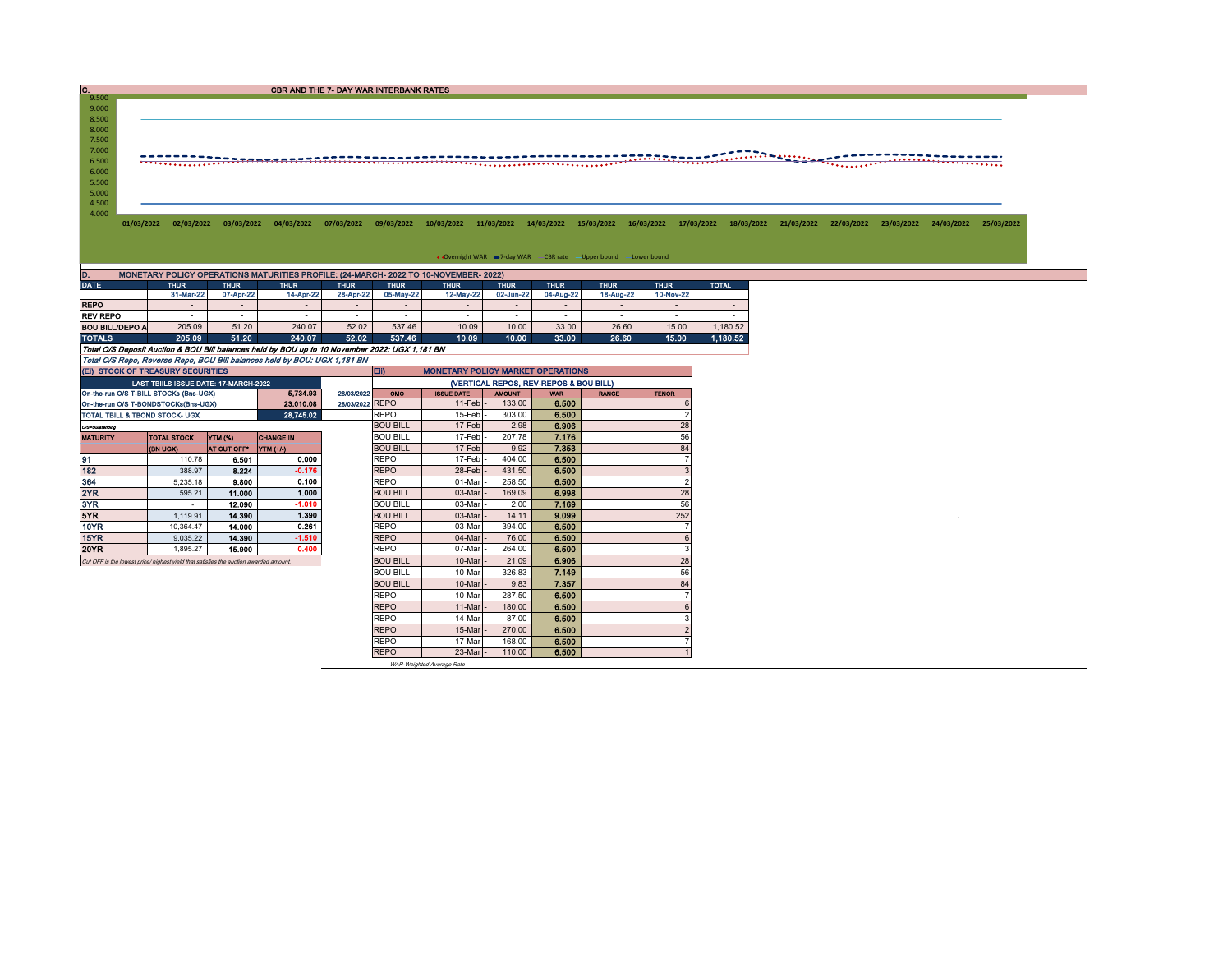## C. CBR AND THE 7- DAY WAR INTERBANK RATES

9.500
9.000
8.500
8.000
7.500
7.000
6.500
6.000
5.500
5.000
4.500
4.000

01/03/2022 02/03/2022 03/03/2022 04/03/2022 07/03/2022 09/03/2022 10/03/2022 11/03/2022 14/03/2022 15/03/2022 16/03/2022 17/03/2022 18/03/2022 21/03/2022 22/03/2022 23/03/2022 24/03/2022 25/03/2022

Overnight WAR · 7-day WAR · CBR rate · Upper bound · Lower bound

## D. MONETARY POLICY OPERATIONS MATURITIES PROFILE: (24-MARCH- 2022 TO 10-NOVEMBER- 2022)

| DATE | THUR | THUR | THUR | THUR | THUR | THUR | THUR | THUR | THUR | THUR | TOTAL |
|---|---|---|---|---|---|---|---|---|---|---|---|
| | 31-Mar-22 | 07-Apr-22 | 14-Apr-22 | 28-Apr-22 | 05-May-22 | 12-May-22 | 02-Jun-22 | 04-Aug-22 | 18-Aug-22 | 10-Nov-22 | |
| REPO | - | - | - | - | - | - | - | - | - | - | - |
| REV REPO | - | - | - | - | - | - | - | - | - | - | - |
| BOU BILL/DEPO A | 205.09 | 51.20 | 240.07 | 52.02 | 537.46 | 10.09 | 10.00 | 33.00 | 26.60 | 15.00 | 1,180.52 |
| TOTALS | 205.09 | 51.20 | 240.07 | 52.02 | 537.46 | 10.09 | 10.00 | 33.00 | 26.60 | 15.00 | 1,180.52 |

*Total O/S Deposit Auction & BOU Bill balances held by BOU up to 10 November 2022: UGX 1,181 BN*

*Total O/S Repo, Reverse Repo, BOU Bill balances held by BOU: UGX 1,181 BN*

## (EI) STOCK OF TREASURY SECURITIES

| LAST TBIILS ISSUE DATE: 17-MARCH-2022 | | |
|---|---|---|
| On-the-run O/S T-BILL STOCKs (Bns-UGX) | 5,734.93 | 28/03/2022 |
| On-the-run O/S T-BONDSTOCKs(Bns-UGX) | 23,010.08 | 28/03/2022 |
| TOTAL TBILL & TBOND STOCK- UGX | 28,745.02 | |

O/S=Outstanding

| MATURITY | TOTAL STOCK (BN UGX) | YTM (%) AT CUT OFF* | CHANGE IN YTM (+/-) |
|---|---|---|---|
| 91 | 110.78 | 6.501 | 0.000 |
| 182 | 388.97 | 8.224 | -0.176 |
| 364 | 5,235.18 | 9.800 | 0.100 |
| 2YR | 595.21 | 11.000 | 1.000 |
| 3YR | - | 12.090 | -1.010 |
| 5YR | 1,119.91 | 14.390 | 1.390 |
| 10YR | 10,364.47 | 14.000 | 0.261 |
| 15YR | 9,035.22 | 14.390 | -1.510 |
| 20YR | 1,895.27 | 15.900 | 0.400 |

*Cut OFF is the lowest price/ highest yield that satisfies the auction awarded amount.*

## EII) MONETARY POLICY MARKET OPERATIONS

(VERTICAL REPOS, REV-REPOS & BOU BILL)

| OMO | ISSUE DATE | AMOUNT | WAR | RANGE | TENOR |
|---|---|---|---|---|---|
| REPO | 11-Feb | 133.00 | 6.500 | | 6 |
| REPO | 15-Feb | 303.00 | 6.500 | | 2 |
| BOU BILL | 17-Feb | 2.98 | 6.906 | | 28 |
| BOU BILL | 17-Feb | 207.78 | 7.176 | | 56 |
| BOU BILL | 17-Feb | 9.92 | 7.353 | | 84 |
| REPO | 17-Feb | 404.00 | 6.500 | | 7 |
| REPO | 28-Feb | 431.50 | 6.500 | | 3 |
| REPO | 01-Mar | 258.50 | 6.500 | | 2 |
| BOU BILL | 03-Mar | 169.09 | 6.998 | | 28 |
| BOU BILL | 03-Mar | 2.00 | 7.169 | | 56 |
| BOU BILL | 03-Mar | 14.11 | 9.099 | | 252 |
| REPO | 03-Mar | 394.00 | 6.500 | | 7 |
| REPO | 04-Mar | 76.00 | 6.500 | | 6 |
| REPO | 07-Mar | 264.00 | 6.500 | | 3 |
| BOU BILL | 10-Mar | 21.09 | 6.906 | | 28 |
| BOU BILL | 10-Mar | 326.83 | 7.149 | | 56 |
| BOU BILL | 10-Mar | 9.83 | 7.357 | | 84 |
| REPO | 10-Mar | 287.50 | 6.500 | | 7 |
| REPO | 11-Mar | 180.00 | 6.500 | | 6 |
| REPO | 14-Mar | 87.00 | 6.500 | | 3 |
| REPO | 15-Mar | 270.00 | 6.500 | | 2 |
| REPO | 17-Mar | 168.00 | 6.500 | | 7 |
| REPO | 23-Mar | 110.00 | 6.500 | | 1 |

*WAR-Weighted Average Rate*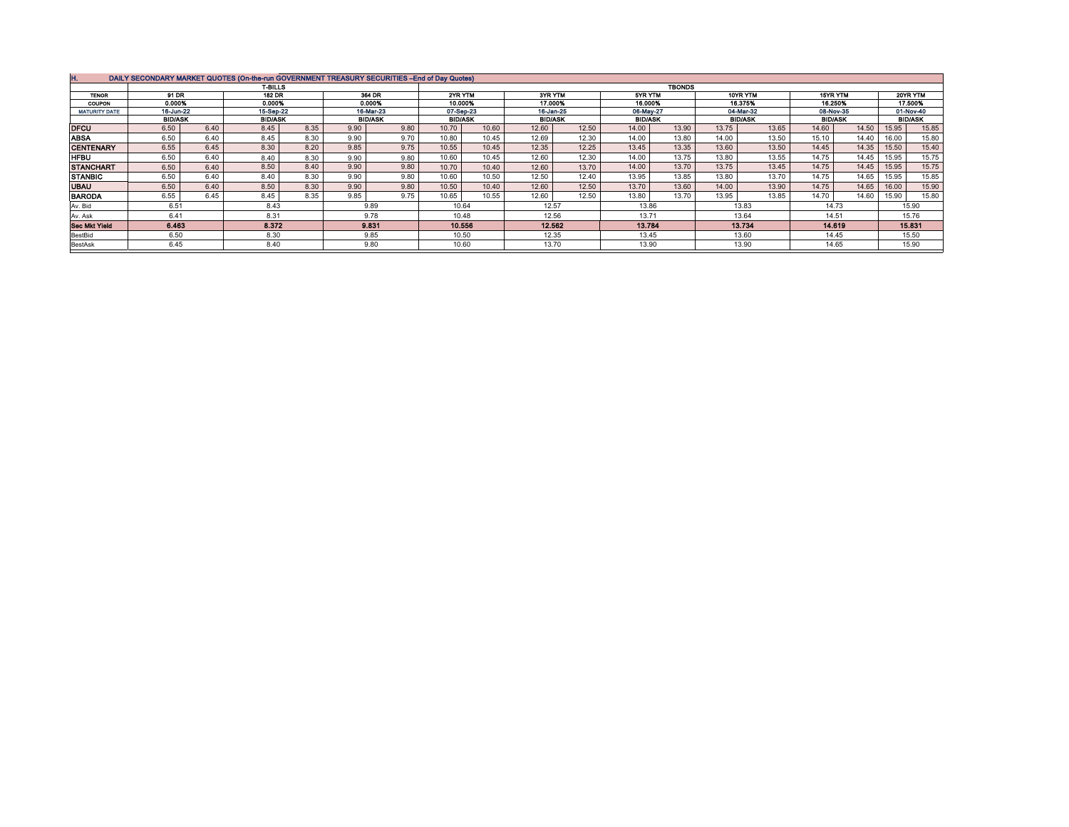| H. | DAILY SECONDARY MARKET QUOTES (On-the-run GOVERNMENT TREASURY SECURITIES –End of Day Quotes) | | | | | | | | | | | | | | | | | |
|---|---|---|---|---|---|---|---|---|---|---|---|---|---|---|---|---|---|---|
| | T-BILLS | | | | | | TBONDS | | | | | | | | | | | |
| TENOR | 91 DR | | 182 DR | | 364 DR | | 2YR YTM | | 3YR YTM | | 5YR YTM | | 10YR YTM | | 15YR YTM | | 20YR YTM | |
| COUPON | 0.000% | | 0.000% | | 0.000% | | 10.000% | | 17.000% | | 16.000% | | 16.375% | | 16.250% | | 17.500% | |
| MATURITY DATE | 16-Jun-22 | | 15-Sep-22 | | 16-Mar-23 | | 07-Sep-23 | | 16-Jan-25 | | 06-May-27 | | 04-Mar-32 | | 08-Nov-35 | | 01-Nov-40 | |
| | BID/ASK | | BID/ASK | | BID/ASK | | BID/ASK | | BID/ASK | | BID/ASK | | BID/ASK | | BID/ASK | | BID/ASK | |
| DFCU | 6.50 | 6.40 | 8.45 | 8.35 | 9.90 | 9.80 | 10.70 | 10.60 | 12.60 | 12.50 | 14.00 | 13.90 | 13.75 | 13.65 | 14.60 | 14.50 | 15.95 | 15.85 |
| ABSA | 6.50 | 6.40 | 8.45 | 8.30 | 9.90 | 9.70 | 10.80 | 10.45 | 12.69 | 12.30 | 14.00 | 13.80 | 14.00 | 13.50 | 15.10 | 14.40 | 16.00 | 15.80 |
| CENTENARY | 6.55 | 6.45 | 8.30 | 8.20 | 9.85 | 9.75 | 10.55 | 10.45 | 12.35 | 12.25 | 13.45 | 13.35 | 13.60 | 13.50 | 14.45 | 14.35 | 15.50 | 15.40 |
| HFBU | 6.50 | 6.40 | 8.40 | 8.30 | 9.90 | 9.80 | 10.60 | 10.45 | 12.60 | 12.30 | 14.00 | 13.75 | 13.80 | 13.55 | 14.75 | 14.45 | 15.95 | 15.75 |
| STANCHART | 6.50 | 6.40 | 8.50 | 8.40 | 9.90 | 9.80 | 10.70 | 10.40 | 12.60 | 13.70 | 14.00 | 13.70 | 13.75 | 13.45 | 14.75 | 14.45 | 15.95 | 15.75 |
| STANBIC | 6.50 | 6.40 | 8.40 | 8.30 | 9.90 | 9.80 | 10.60 | 10.50 | 12.50 | 12.40 | 13.95 | 13.85 | 13.80 | 13.70 | 14.75 | 14.65 | 15.95 | 15.85 |
| UBAU | 6.50 | 6.40 | 8.50 | 8.30 | 9.90 | 9.80 | 10.50 | 10.40 | 12.60 | 12.50 | 13.70 | 13.60 | 14.00 | 13.90 | 14.75 | 14.65 | 16.00 | 15.90 |
| BARODA | 6.55 | 6.45 | 8.45 | 8.35 | 9.85 | 9.75 | 10.65 | 10.55 | 12.60 | 12.50 | 13.80 | 13.70 | 13.95 | 13.85 | 14.70 | 14.60 | 15.90 | 15.80 |
| Av. Bid | 6.51 | | 8.43 | | 9.89 | | 10.64 | | 12.57 | | 13.86 | | 13.83 | | 14.73 | | 15.90 | |
| Av. Ask | 6.41 | | 8.31 | | 9.78 | | 10.48 | | 12.56 | | 13.71 | | 13.64 | | 14.51 | | 15.76 | |
| **Sec Mkt Yield** | **6.463** | | **8.372** | | **9.831** | | **10.556** | | **12.562** | | **13.784** | | **13.734** | | **14.619** | | **15.831** | |
| BestBid | 6.50 | | 8.30 | | 9.85 | | 10.50 | | 12.35 | | 13.45 | | 13.60 | | 14.45 | | 15.50 | |
| BestAsk | 6.45 | | 8.40 | | 9.80 | | 10.60 | | 13.70 | | 13.90 | | 13.90 | | 14.65 | | 15.90 | |